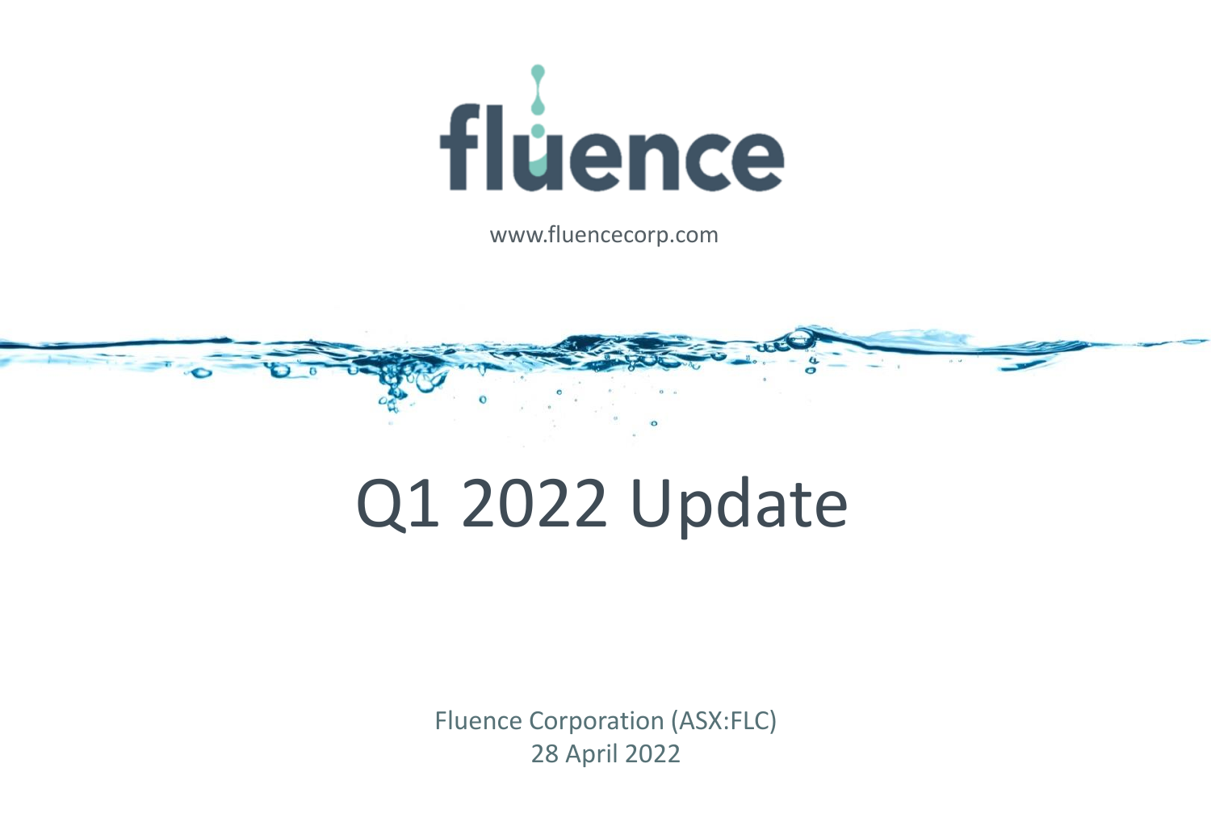fluence

www.fluencecorp.com

# Q1 2022 Update

Fluence Corporation (ASX:FLC)
28 April 2022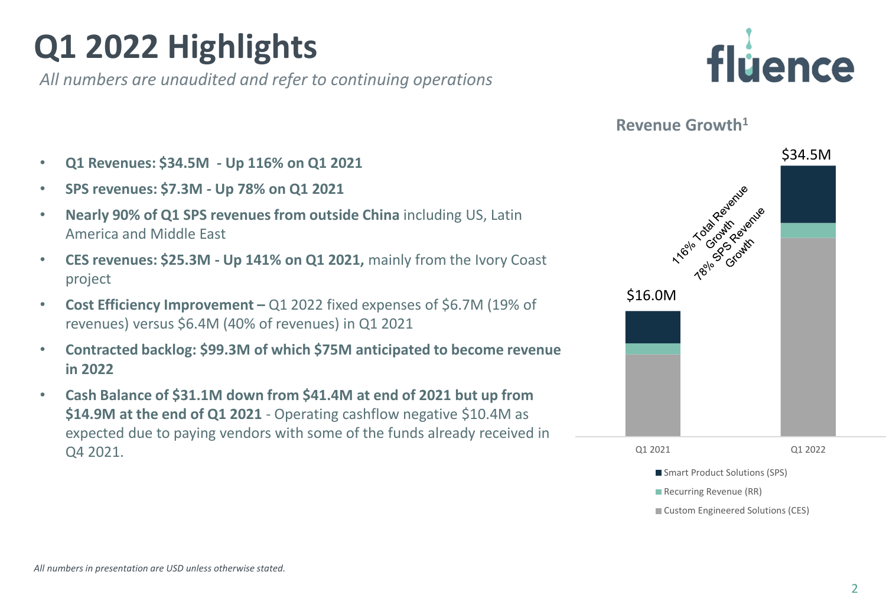# Q1 2022 Highlights

*All numbers are unaudited and refer to continuing operations*

- **Q1 Revenues: $34.5M - Up 116% on Q1 2021**
- **SPS revenues: $7.3M - Up 78% on Q1 2021**
- **Nearly 90% of Q1 SPS revenues from outside China** including US, Latin America and Middle East
- **CES revenues: $25.3M - Up 141% on Q1 2021,** mainly from the Ivory Coast project
- **Cost Efficiency Improvement –** Q1 2022 fixed expenses of $6.7M (19% of revenues) versus $6.4M (40% of revenues) in Q1 2021
- **Contracted backlog: $99.3M of which $75M anticipated to become revenue in 2022**
- **Cash Balance of $31.1M down from $41.4M at end of 2021 but up from $14.9M at the end of Q1 2021** - Operating cashflow negative $10.4M as expected due to paying vendors with some of the funds already received in Q4 2021.

**Revenue Growth[1]**

$16.0M

$34.5M

116% Total Revenue Growth

78% SPS Revenue Growth

Q1 2021

Q1 2022

Smart Product Solutions (SPS)

Recurring Revenue (RR)

Custom Engineered Solutions (CES)

*All numbers in presentation are USD unless otherwise stated.*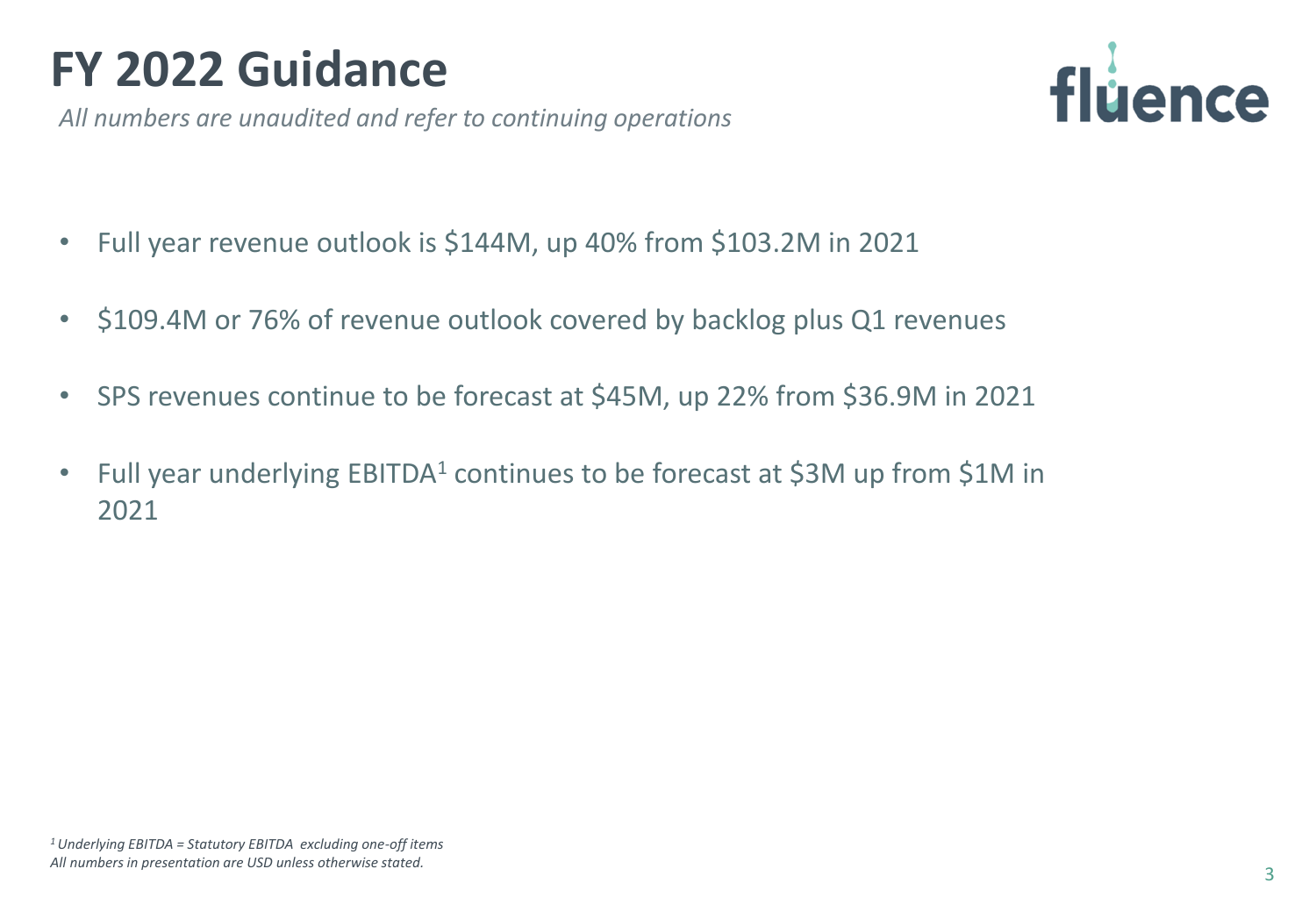# FY 2022 Guidance

*All numbers are unaudited and refer to continuing operations*

- Full year revenue outlook is $144M, up 40% from $103.2M in 2021
- $109.4M or 76% of revenue outlook covered by backlog plus Q1 revenues
- SPS revenues continue to be forecast at $45M, up 22% from $36.9M in 2021
- Full year underlying EBITDA[1] continues to be forecast at $3M up from $1M in 2021

*[1] Underlying EBITDA = Statutory EBITDA excluding one-off items*
*All numbers in presentation are USD unless otherwise stated.*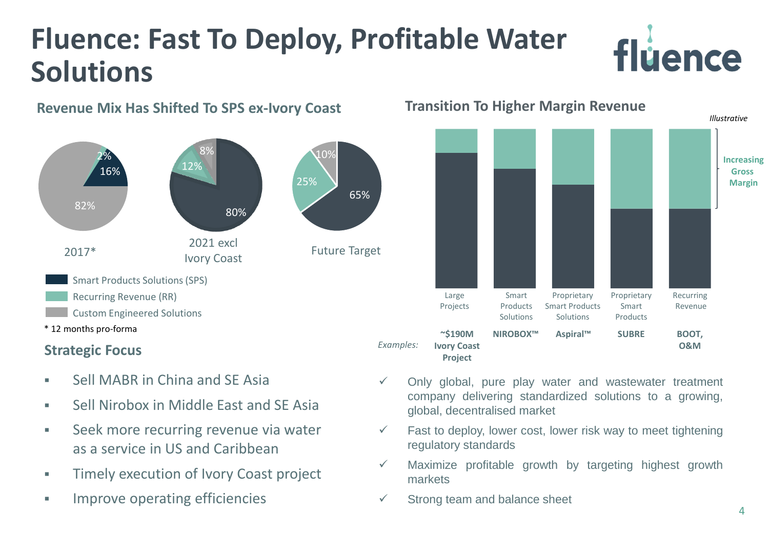# Fluence: Fast To Deploy, Profitable Water Solutions

fluence

## Revenue Mix Has Shifted To SPS ex-Ivory Coast

2%
16%
82%
2017*

8%
12%
80%
2021 excl Ivory Coast

10%
25%
65%
Future Target

- Smart Products Solutions (SPS)
- Recurring Revenue (RR)
- Custom Engineered Solutions

\* 12 months pro-forma

## Transition To Higher Margin Revenue

*Illustrative*

**Increasing Gross Margin**

Large Projects
Smart Products Solutions
Proprietary Smart Products Solutions
Proprietary Smart Products
Recurring Revenue

*Examples:*
**~$190M Ivory Coast Project**
**NIROBOX™**
**Aspiral™**
**SUBRE**
**BOOT, O&M**

## Strategic Focus

- Sell MABR in China and SE Asia
- Sell Nirobox in Middle East and SE Asia
- Seek more recurring revenue via water as a service in US and Caribbean
- Timely execution of Ivory Coast project
- Improve operating efficiencies

✓ Only global, pure play water and wastewater treatment company delivering standardized solutions to a growing, global, decentralised market

✓ Fast to deploy, lower cost, lower risk way to meet tightening regulatory standards

✓ Maximize profitable growth by targeting highest growth markets

✓ Strong team and balance sheet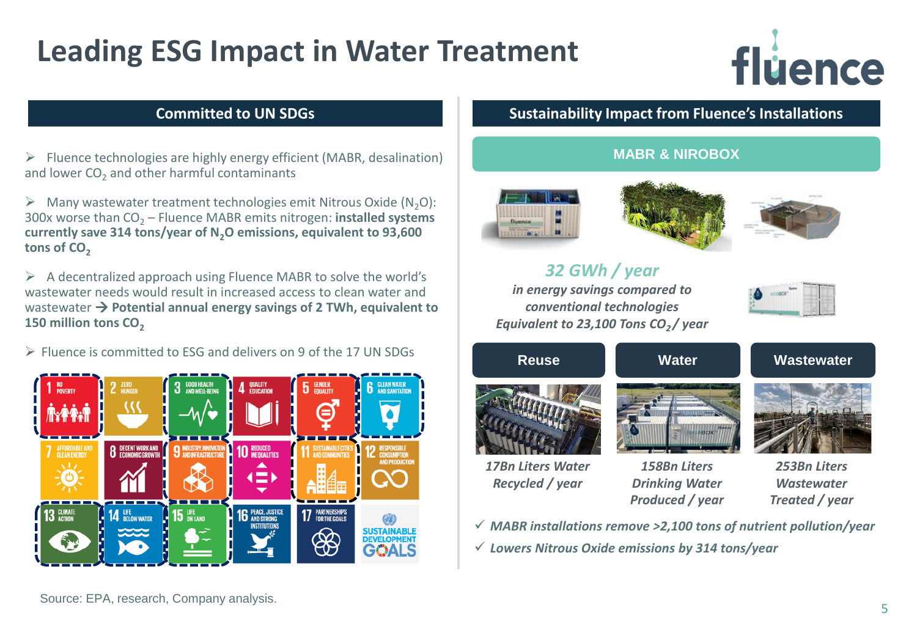# Leading ESG Impact in Water Treatment

fluence

## Committed to UN SDGs

- Fluence technologies are highly energy efficient (MABR, desalination) and lower $CO_2$ and other harmful contaminants
- Many wastewater treatment technologies emit Nitrous Oxide ($N_2O$): 300x worse than $CO_2$ – Fluence MABR emits nitrogen: **installed systems currently save 314 tons/year of $N_2O$ emissions, equivalent to 93,600 tons of $CO_2$**
- A decentralized approach using Fluence MABR to solve the world's wastewater needs would result in increased access to clean water and wastewater → **Potential annual energy savings of 2 TWh, equivalent to 150 million tons $CO_2$**
- Fluence is committed to ESG and delivers on 9 of the 17 UN SDGs

1 NO POVERTY
2 ZERO HUNGER
3 GOOD HEALTH AND WELL-BEING
4 QUALITY EDUCATION
5 GENDER EQUALITY
6 CLEAN WATER AND SANITATION
7 AFFORDABLE AND CLEAN ENERGY
8 DECENT WORK AND ECONOMIC GROWTH
9 INDUSTRY, INNOVATION AND INFRASTRUCTURE
10 REDUCED INEQUALITIES
11 SUSTAINABLE CITIES AND COMMUNITIES
12 RESPONSIBLE CONSUMPTION AND PRODUCTION
13 CLIMATE ACTION
14 LIFE BELOW WATER
15 LIFE ON LAND
16 PEACE, JUSTICE AND STRONG INSTITUTIONS
17 PARTNERSHIPS FOR THE GOALS
SUSTAINABLE DEVELOPMENT GOALS

## Sustainability Impact from Fluence's Installations

**MABR & NIROBOX**

*32 GWh / year*

*in energy savings compared to conventional technologies*

*Equivalent to 23,100 Tons $CO_2$/ year*

| Reuse | Water | Wastewater |
|---|---|---|
| *17Bn Liters Water Recycled / year* | *158Bn Liters Drinking Water Produced / year* | *253Bn Liters Wastewater Treated / year* |

- ✓ *MABR installations remove >2,100 tons of nutrient pollution/year*
- ✓ *Lowers Nitrous Oxide emissions by 314 tons/year*

Source: EPA, research, Company analysis.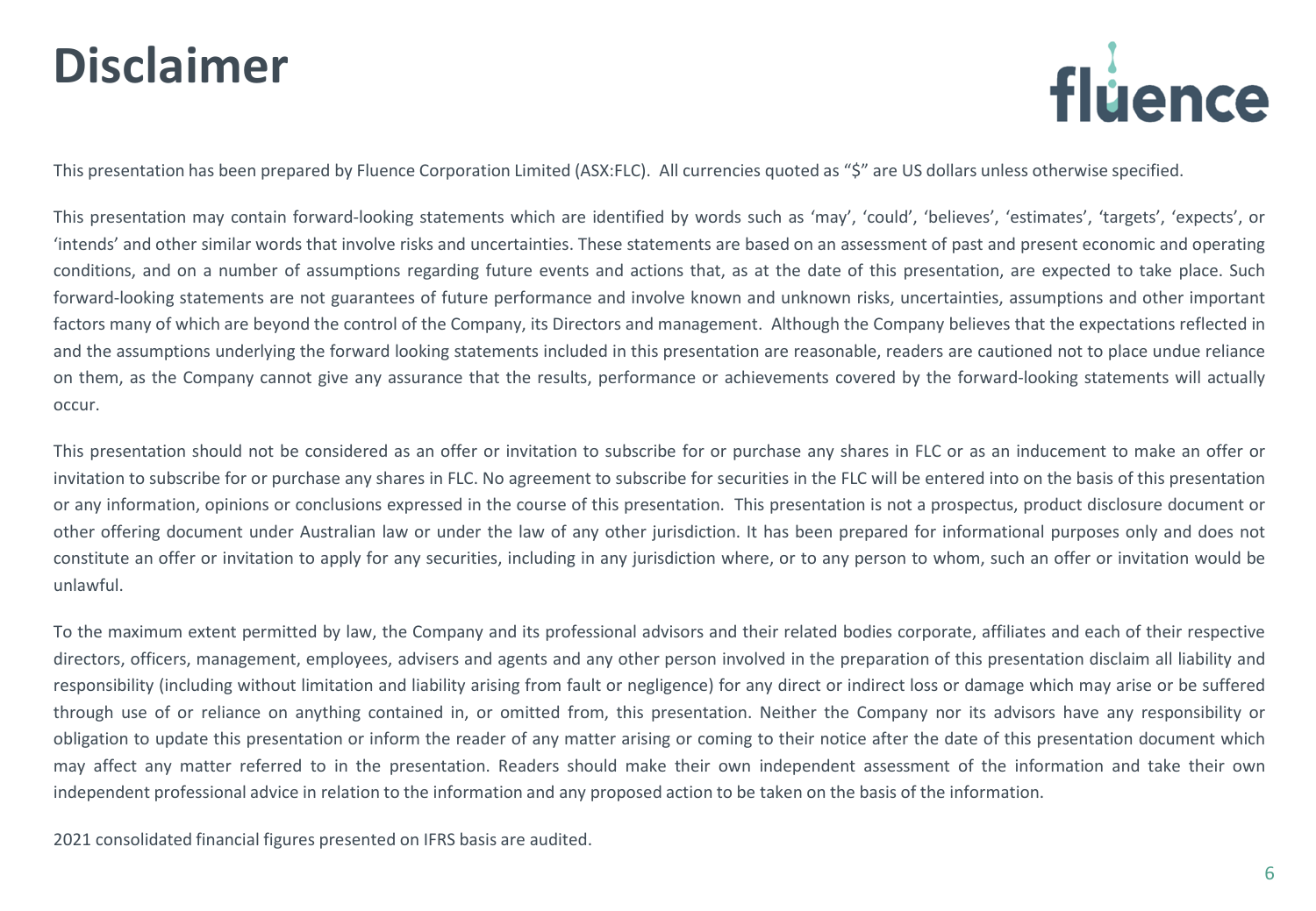# Disclaimer

This presentation has been prepared by Fluence Corporation Limited (ASX:FLC). All currencies quoted as "$" are US dollars unless otherwise specified.

This presentation may contain forward-looking statements which are identified by words such as 'may', 'could', 'believes', 'estimates', 'targets', 'expects', or 'intends' and other similar words that involve risks and uncertainties. These statements are based on an assessment of past and present economic and operating conditions, and on a number of assumptions regarding future events and actions that, as at the date of this presentation, are expected to take place. Such forward-looking statements are not guarantees of future performance and involve known and unknown risks, uncertainties, assumptions and other important factors many of which are beyond the control of the Company, its Directors and management. Although the Company believes that the expectations reflected in and the assumptions underlying the forward looking statements included in this presentation are reasonable, readers are cautioned not to place undue reliance on them, as the Company cannot give any assurance that the results, performance or achievements covered by the forward-looking statements will actually occur.

This presentation should not be considered as an offer or invitation to subscribe for or purchase any shares in FLC or as an inducement to make an offer or invitation to subscribe for or purchase any shares in FLC. No agreement to subscribe for securities in the FLC will be entered into on the basis of this presentation or any information, opinions or conclusions expressed in the course of this presentation. This presentation is not a prospectus, product disclosure document or other offering document under Australian law or under the law of any other jurisdiction. It has been prepared for informational purposes only and does not constitute an offer or invitation to apply for any securities, including in any jurisdiction where, or to any person to whom, such an offer or invitation would be unlawful.

To the maximum extent permitted by law, the Company and its professional advisors and their related bodies corporate, affiliates and each of their respective directors, officers, management, employees, advisers and agents and any other person involved in the preparation of this presentation disclaim all liability and responsibility (including without limitation and liability arising from fault or negligence) for any direct or indirect loss or damage which may arise or be suffered through use of or reliance on anything contained in, or omitted from, this presentation. Neither the Company nor its advisors have any responsibility or obligation to update this presentation or inform the reader of any matter arising or coming to their notice after the date of this presentation document which may affect any matter referred to in the presentation. Readers should make their own independent assessment of the information and take their own independent professional advice in relation to the information and any proposed action to be taken on the basis of the information.

2021 consolidated financial figures presented on IFRS basis are audited.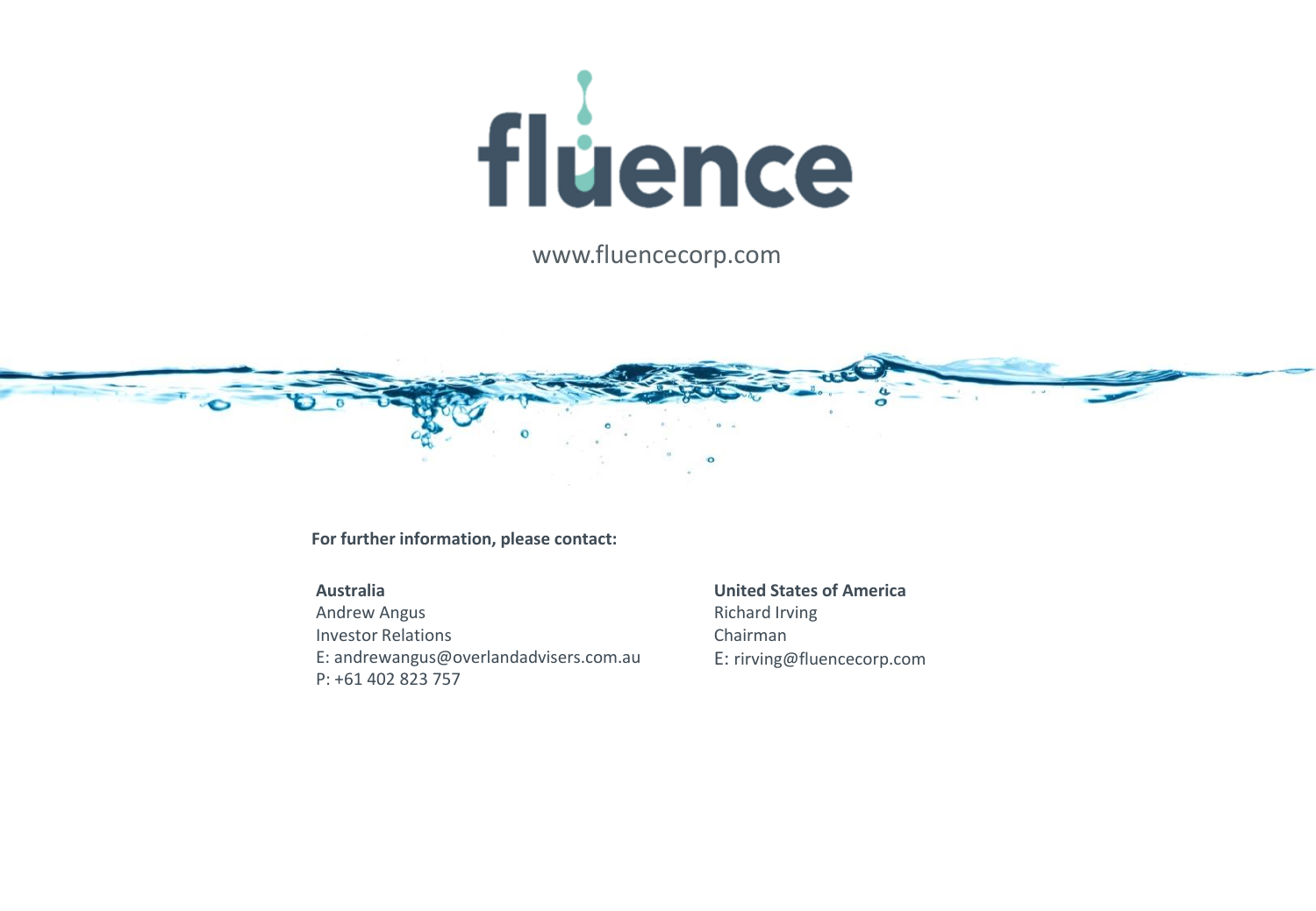fluence

www.fluencecorp.com

**For further information, please contact:**

**Australia**
Andrew Angus
Investor Relations
E: andrewangus@overlandadvisers.com.au
P: +61 402 823 757

**United States of America**
Richard Irving
Chairman
E: rirving@fluencecorp.com